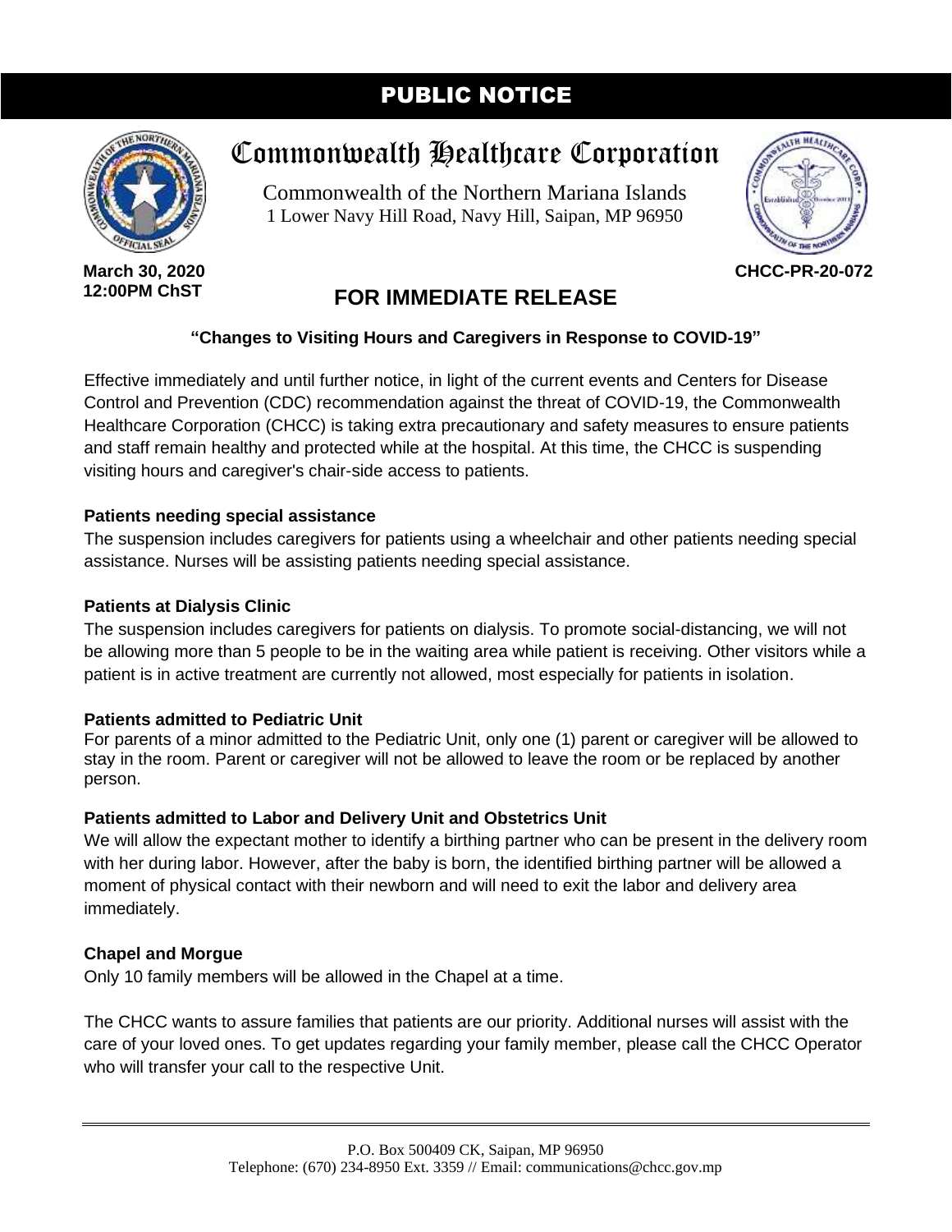# PUBLIC NOTICE

# Commonwealth Healthcare Corporation

Commonwealth of the Northern Mariana Islands
1 Lower Navy Hill Road, Navy Hill, Saipan, MP 96950

**March 30, 2020**
**12:00PM ChST**

**CHCC-PR-20-072**

## FOR IMMEDIATE RELEASE

**"Changes to Visiting Hours and Caregivers in Response to COVID-19"**

Effective immediately and until further notice, in light of the current events and Centers for Disease Control and Prevention (CDC) recommendation against the threat of COVID-19, the Commonwealth Healthcare Corporation (CHCC) is taking extra precautionary and safety measures to ensure patients and staff remain healthy and protected while at the hospital. At this time, the CHCC is suspending visiting hours and caregiver's chair-side access to patients.

**Patients needing special assistance**

The suspension includes caregivers for patients using a wheelchair and other patients needing special assistance. Nurses will be assisting patients needing special assistance.

**Patients at Dialysis Clinic**

The suspension includes caregivers for patients on dialysis. To promote social-distancing, we will not be allowing more than 5 people to be in the waiting area while patient is receiving. Other visitors while a patient is in active treatment are currently not allowed, most especially for patients in isolation.

**Patients admitted to Pediatric Unit**

For parents of a minor admitted to the Pediatric Unit, only one (1) parent or caregiver will be allowed to stay in the room. Parent or caregiver will not be allowed to leave the room or be replaced by another person.

**Patients admitted to Labor and Delivery Unit and Obstetrics Unit**

We will allow the expectant mother to identify a birthing partner who can be present in the delivery room with her during labor. However, after the baby is born, the identified birthing partner will be allowed a moment of physical contact with their newborn and will need to exit the labor and delivery area immediately.

**Chapel and Morgue**

Only 10 family members will be allowed in the Chapel at a time.

The CHCC wants to assure families that patients are our priority. Additional nurses will assist with the care of your loved ones. To get updates regarding your family member, please call the CHCC Operator who will transfer your call to the respective Unit.

P.O. Box 500409 CK, Saipan, MP 96950
Telephone: (670) 234-8950 Ext. 3359 // Email: communications@chcc.gov.mp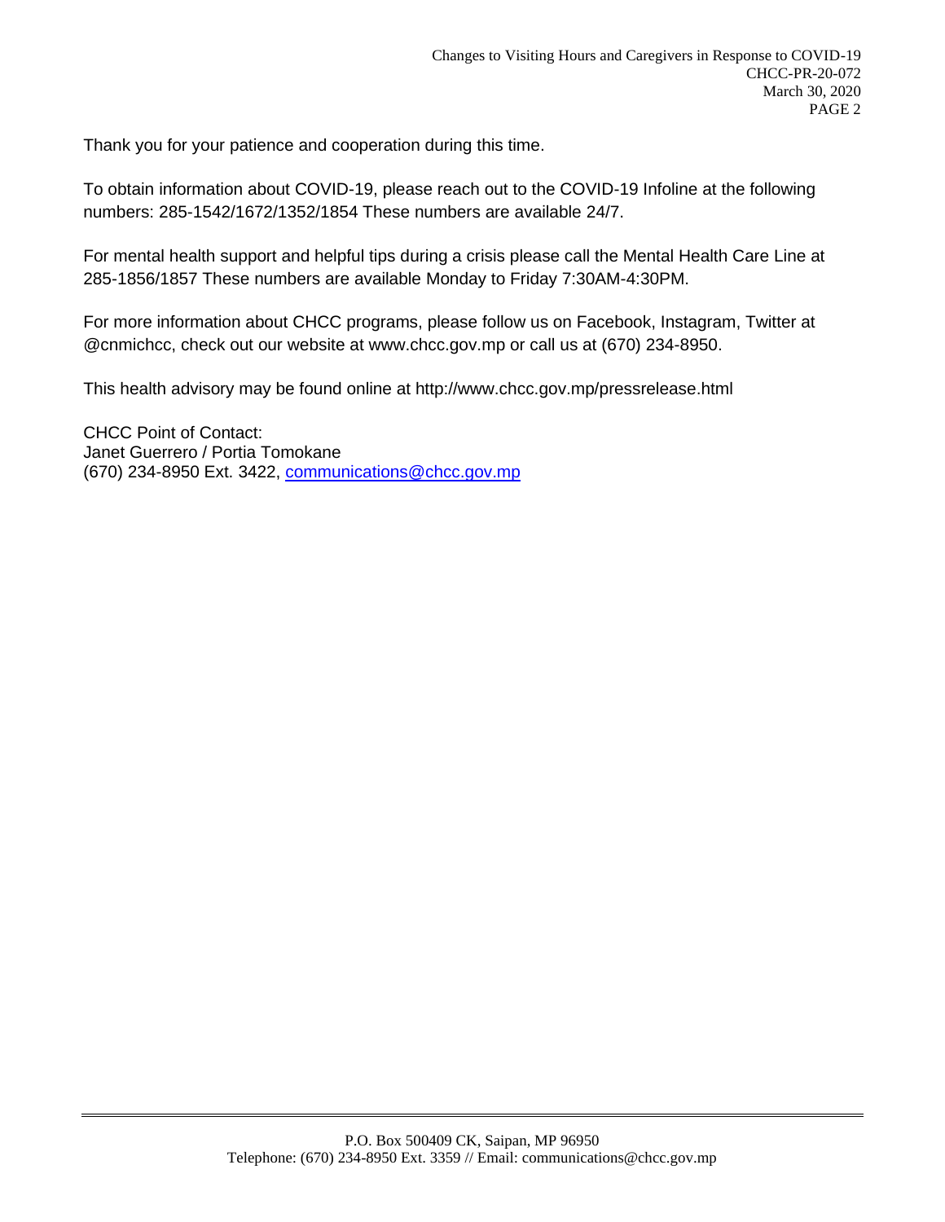Thank you for your patience and cooperation during this time.

To obtain information about COVID-19, please reach out to the COVID-19 Infoline at the following numbers: 285-1542/1672/1352/1854 These numbers are available 24/7.

For mental health support and helpful tips during a crisis please call the Mental Health Care Line at 285-1856/1857 These numbers are available Monday to Friday 7:30AM-4:30PM.

For more information about CHCC programs, please follow us on Facebook, Instagram, Twitter at @cnmichcc, check out our website at www.chcc.gov.mp or call us at (670) 234-8950.

This health advisory may be found online at http://www.chcc.gov.mp/pressrelease.html

CHCC Point of Contact:
Janet Guerrero / Portia Tomokane
(670) 234-8950 Ext. 3422, communications@chcc.gov.mp

P.O. Box 500409 CK, Saipan, MP 96950
Telephone: (670) 234-8950 Ext. 3359 // Email: communications@chcc.gov.mp